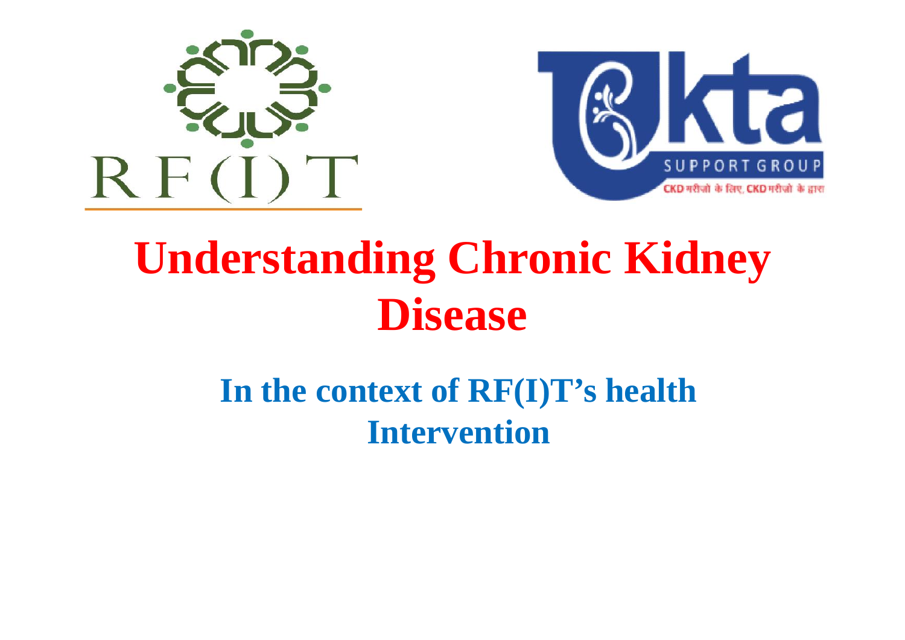# Understanding Chronic Kidney Disease

## In the context of RF(I)T's health Intervention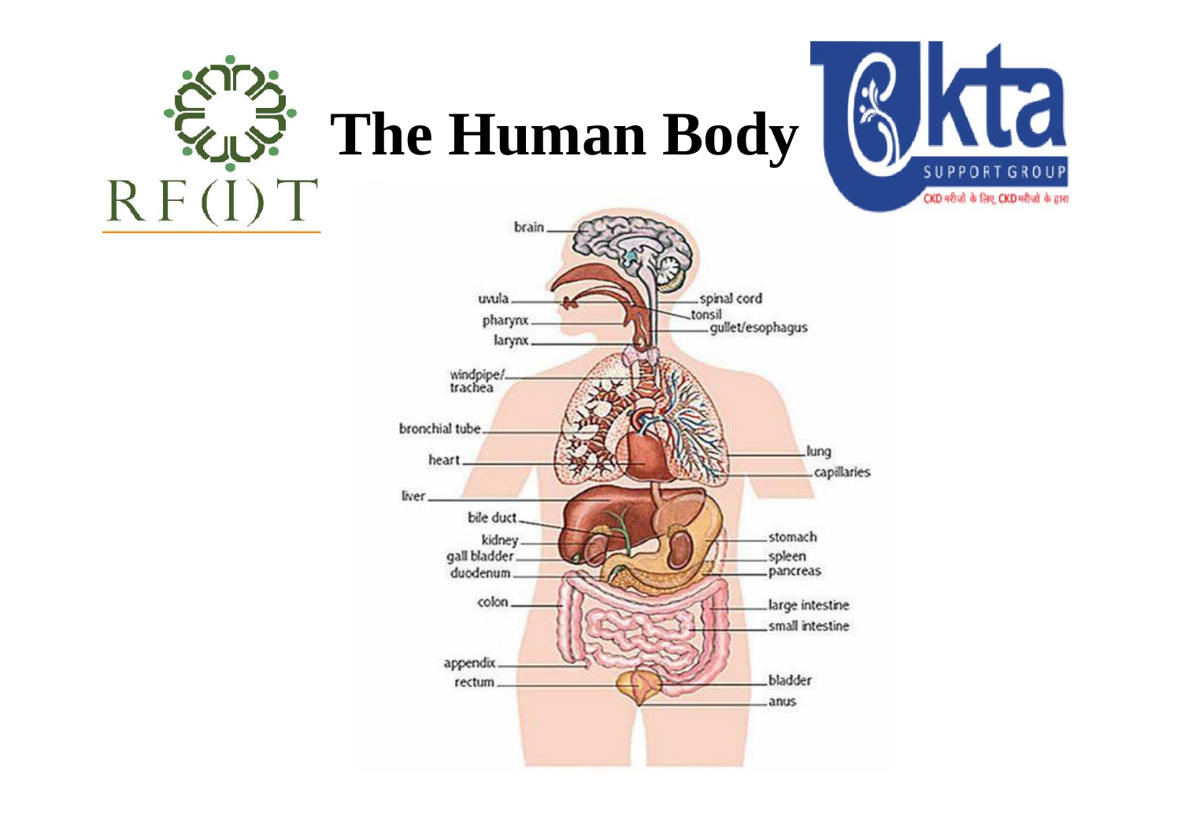# The Human Body

brain

uvula

pharynx

larynx

windpipe/ trachea

bronchial tube

heart

liver

bile duct

kidney

gall bladder

duodenum

colon

appendix

rectum

spinal cord

tonsil

gullet/esophagus

lung

capillaries

stomach

spleen

pancreas

large intestine

small intestine

bladder

anus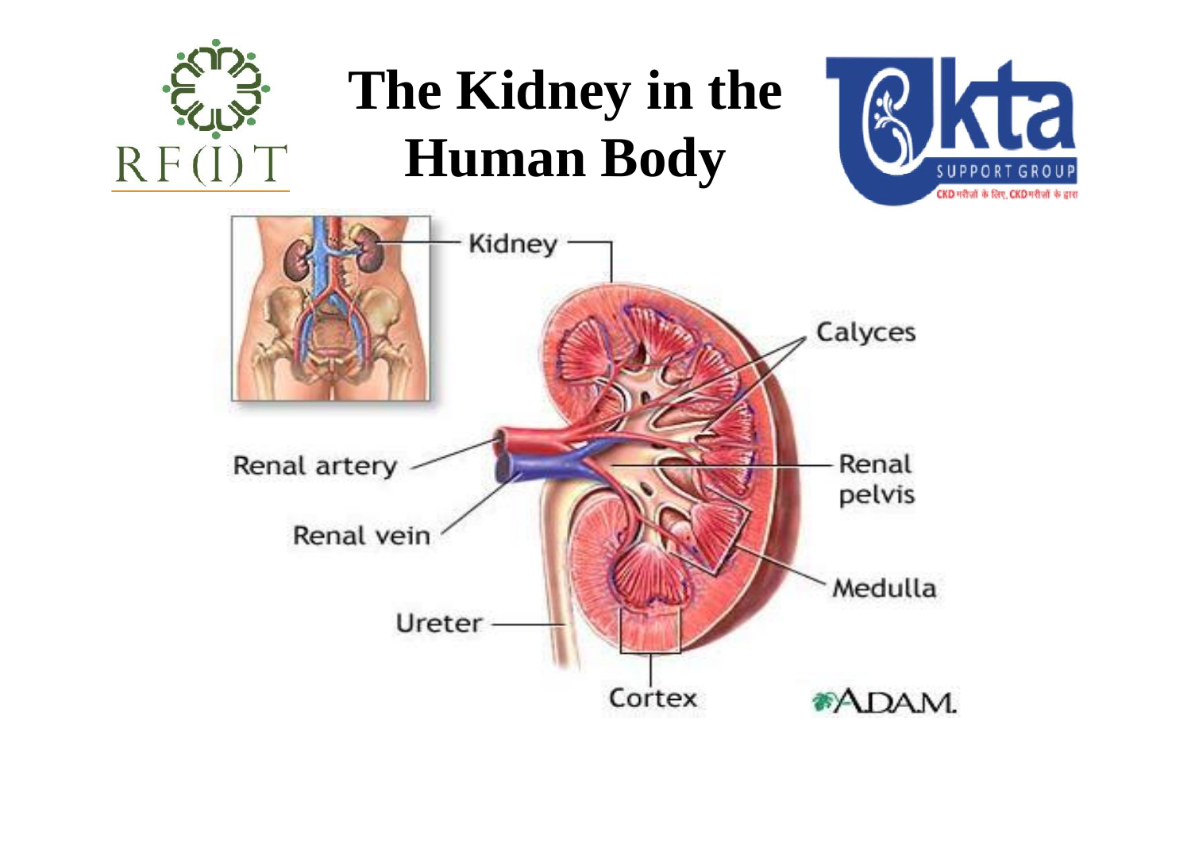# The Kidney in the Human Body

Kidney

Calyces

Renal artery

Renal pelvis

Renal vein

Medulla

Ureter

Cortex

ADAM.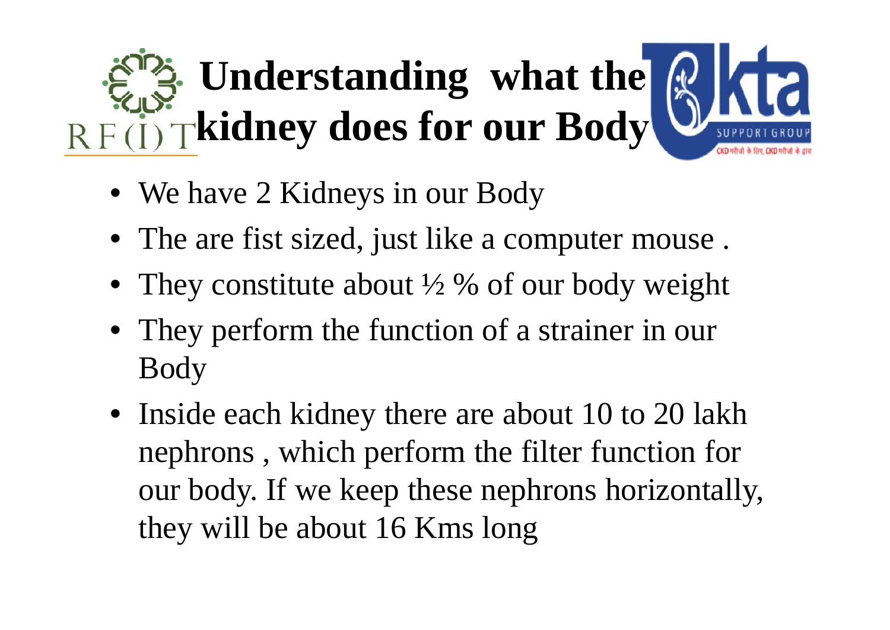# Understanding what the kidney does for our Body

- We have 2 Kidneys in our Body
- The are fist sized, just like a computer mouse .
- They constitute about ½ % of our body weight
- They perform the function of a strainer in our Body
- Inside each kidney there are about 10 to 20 lakh nephrons , which perform the filter function for our body. If we keep these nephrons horizontally, they will be about 16 Kms long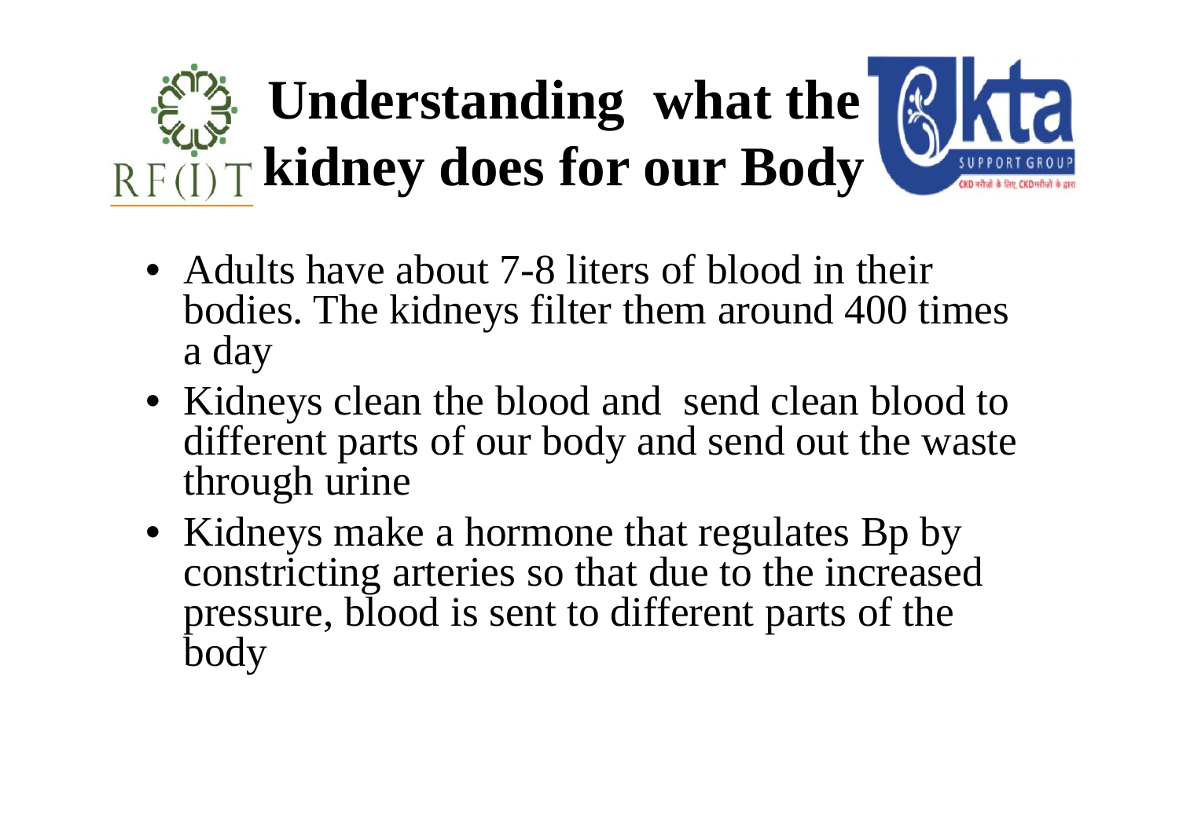# Understanding what the kidney does for our Body

- Adults have about 7-8 liters of blood in their bodies. The kidneys filter them around 400 times a day
- Kidneys clean the blood and send clean blood to different parts of our body and send out the waste through urine
- Kidneys make a hormone that regulates Bp by constricting arteries so that due to the increased pressure, blood is sent to different parts of the body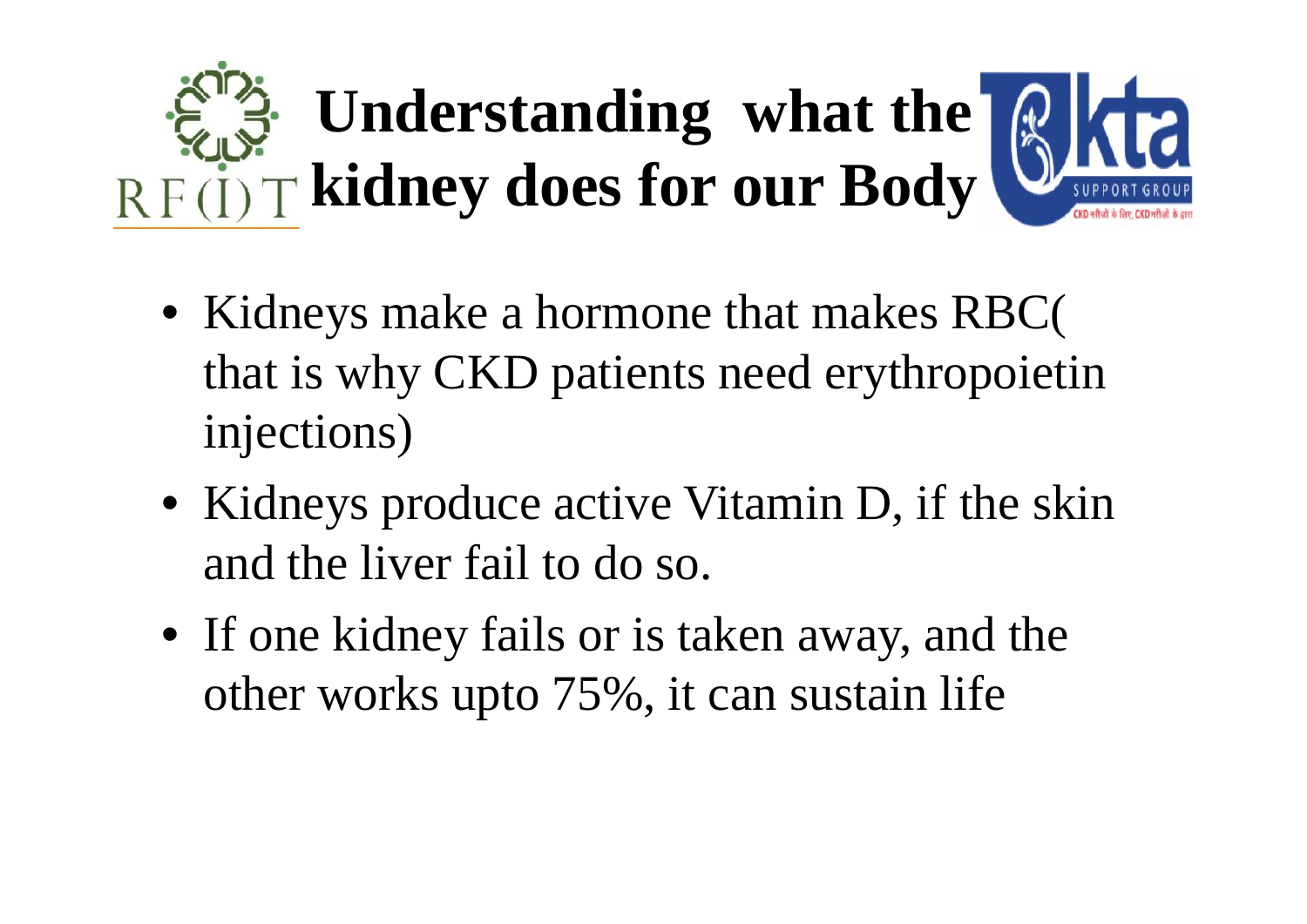# Understanding what the kidney does for our Body

- Kidneys make a hormone that makes RBC( that is why CKD patients need erythropoietin injections)
- Kidneys produce active Vitamin D, if the skin and the liver fail to do so.
- If one kidney fails or is taken away, and the other works upto 75%, it can sustain life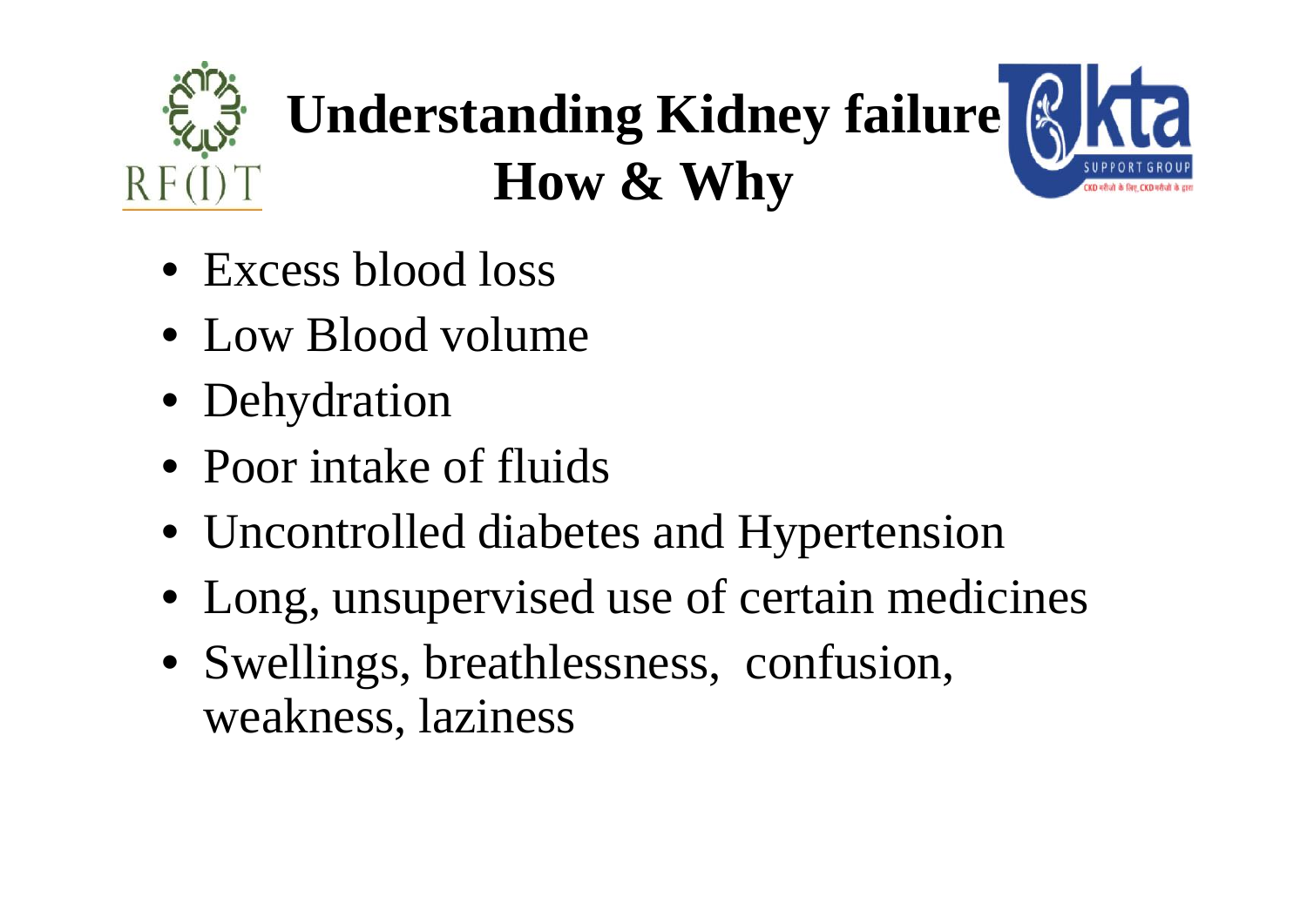# Understanding Kidney failure How & Why

- Excess blood loss
- Low Blood volume
- Dehydration
- Poor intake of fluids
- Uncontrolled diabetes and Hypertension
- Long, unsupervised use of certain medicines
- Swellings, breathlessness, confusion, weakness, laziness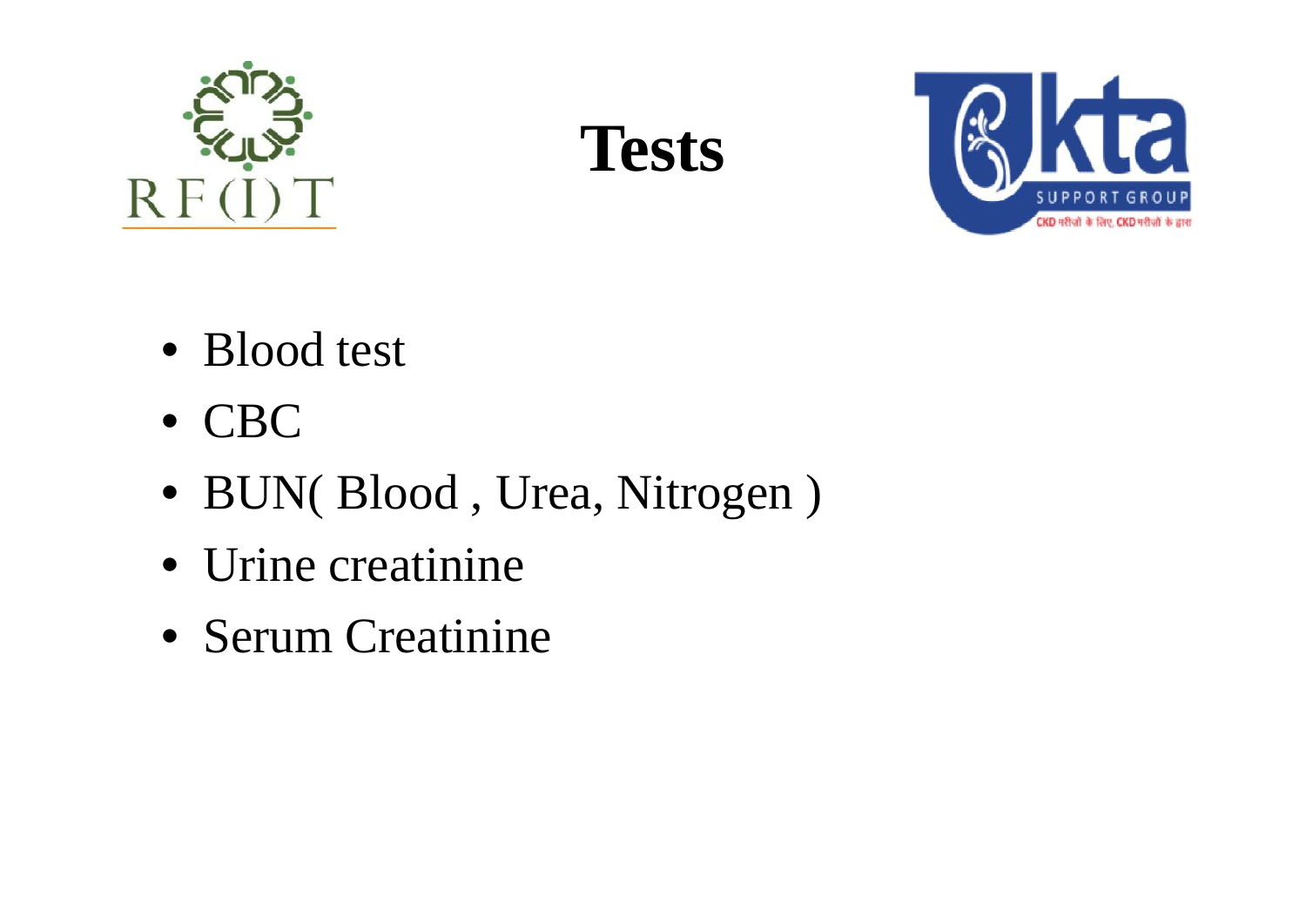# Tests

- Blood test
- CBC
- BUN( Blood , Urea, Nitrogen )
- Urine creatinine
- Serum Creatinine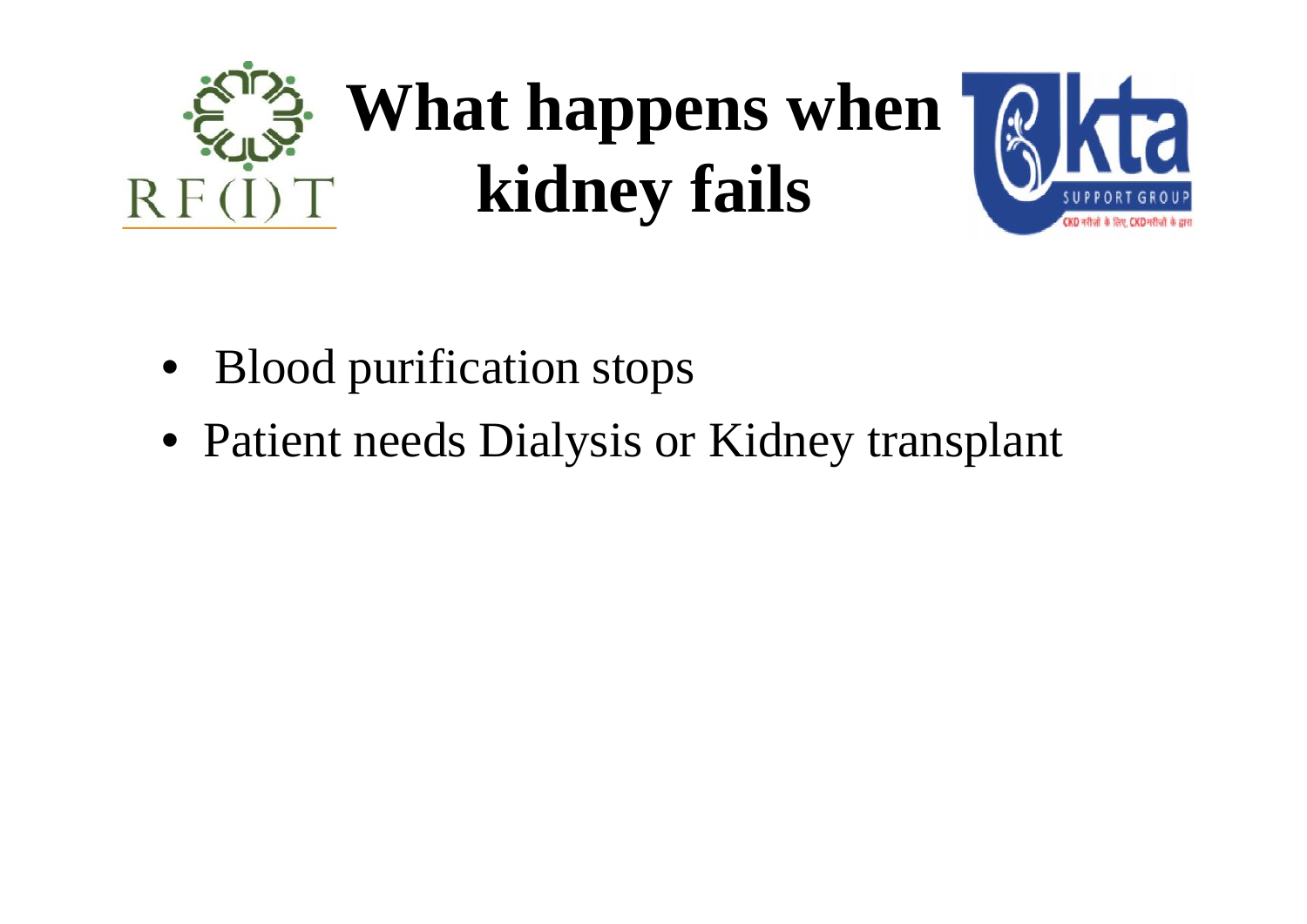# What happens when kidney fails

- Blood purification stops
- Patient needs Dialysis or Kidney transplant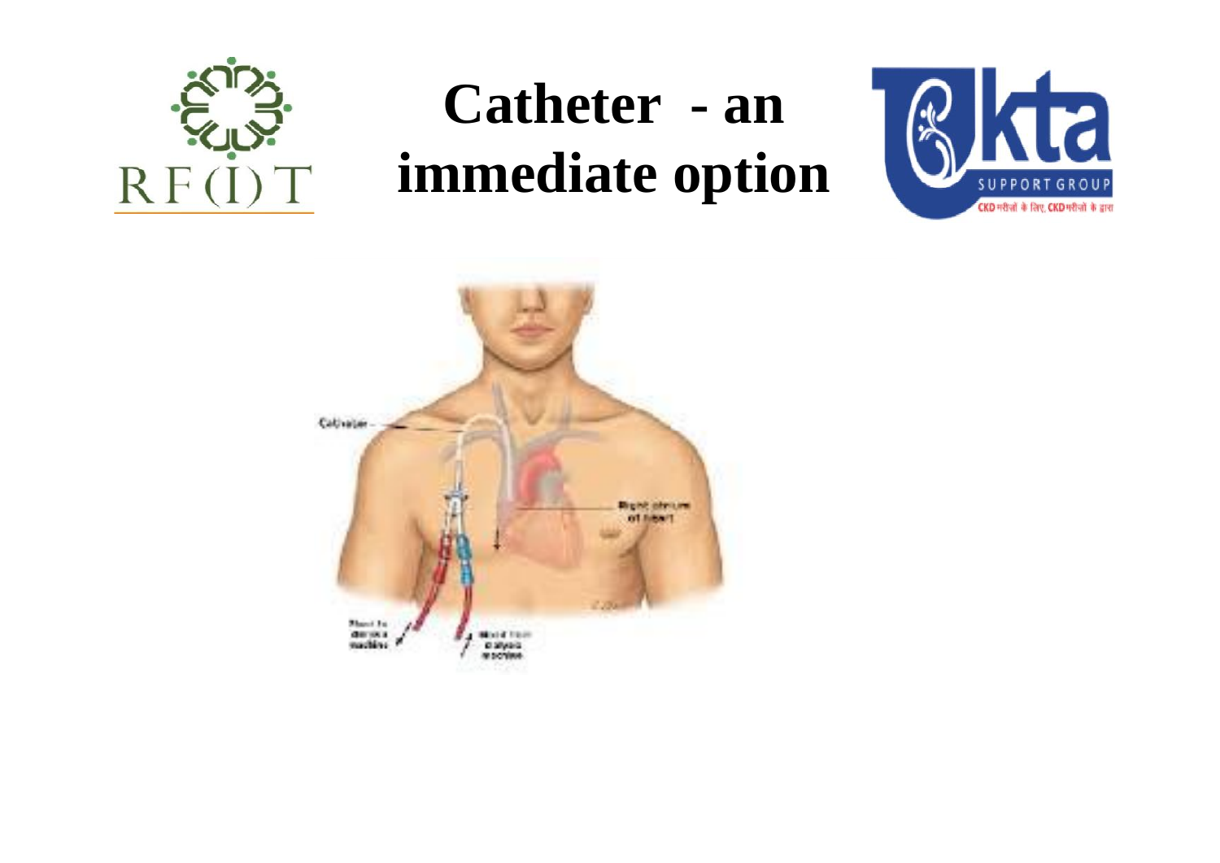# Catheter - an immediate option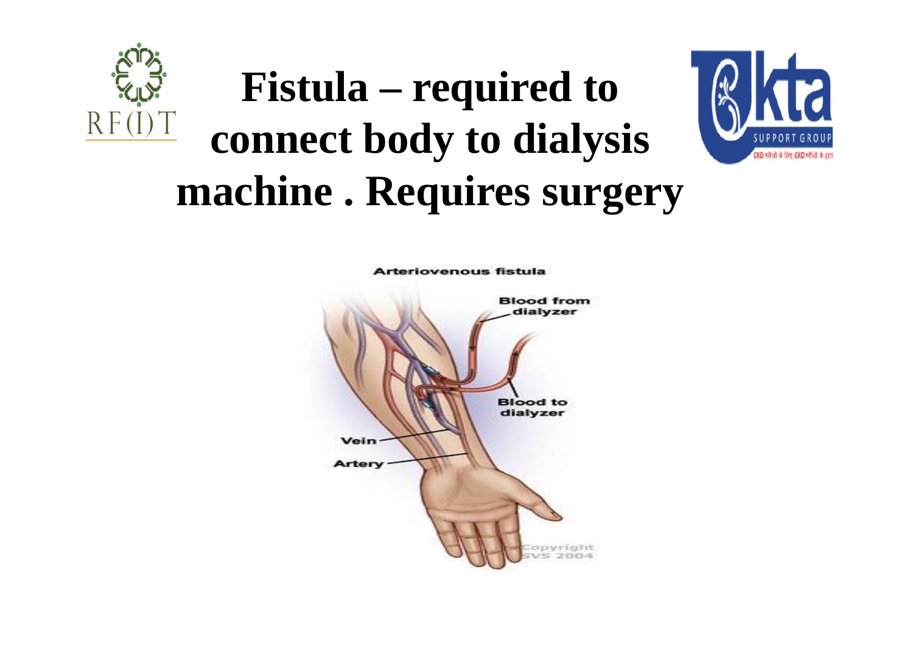# Fistula – required to connect body to dialysis machine . Requires surgery

Arteriovenous fistula

Blood from dialyzer

Blood to dialyzer

Vein

Artery

Copyright SVS 2004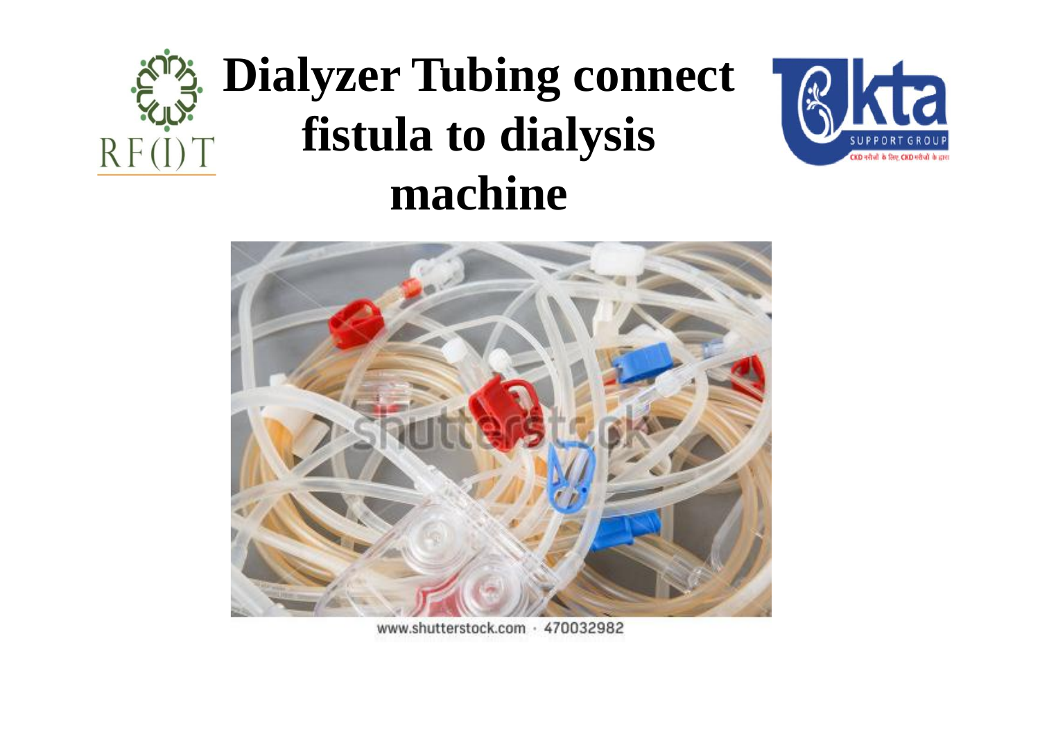# Dialyzer Tubing connect fistula to dialysis machine

www.shutterstock.com · 470032982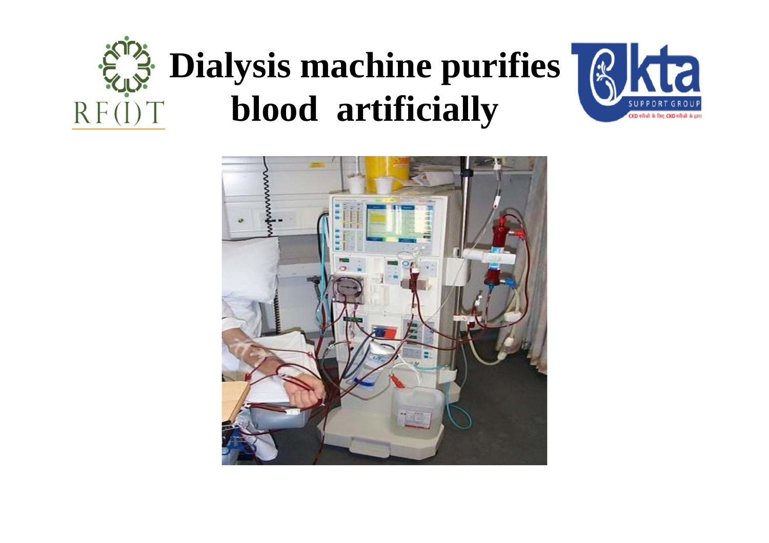# Dialysis machine purifies blood artificially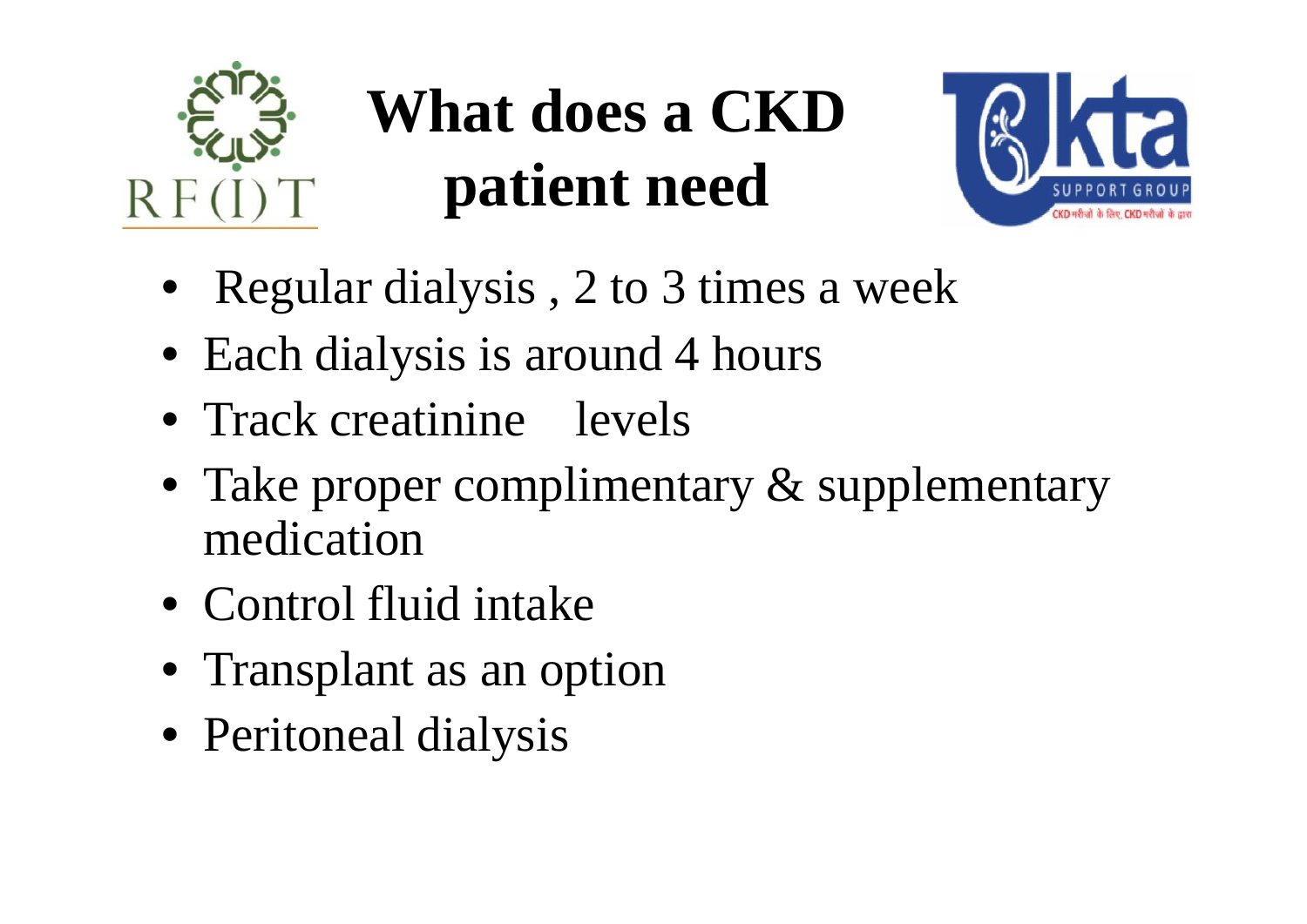# What does a CKD patient need

- Regular dialysis , 2 to 3 times a week
- Each dialysis is around 4 hours
- Track creatinine levels
- Take proper complimentary & supplementary medication
- Control fluid intake
- Transplant as an option
- Peritoneal dialysis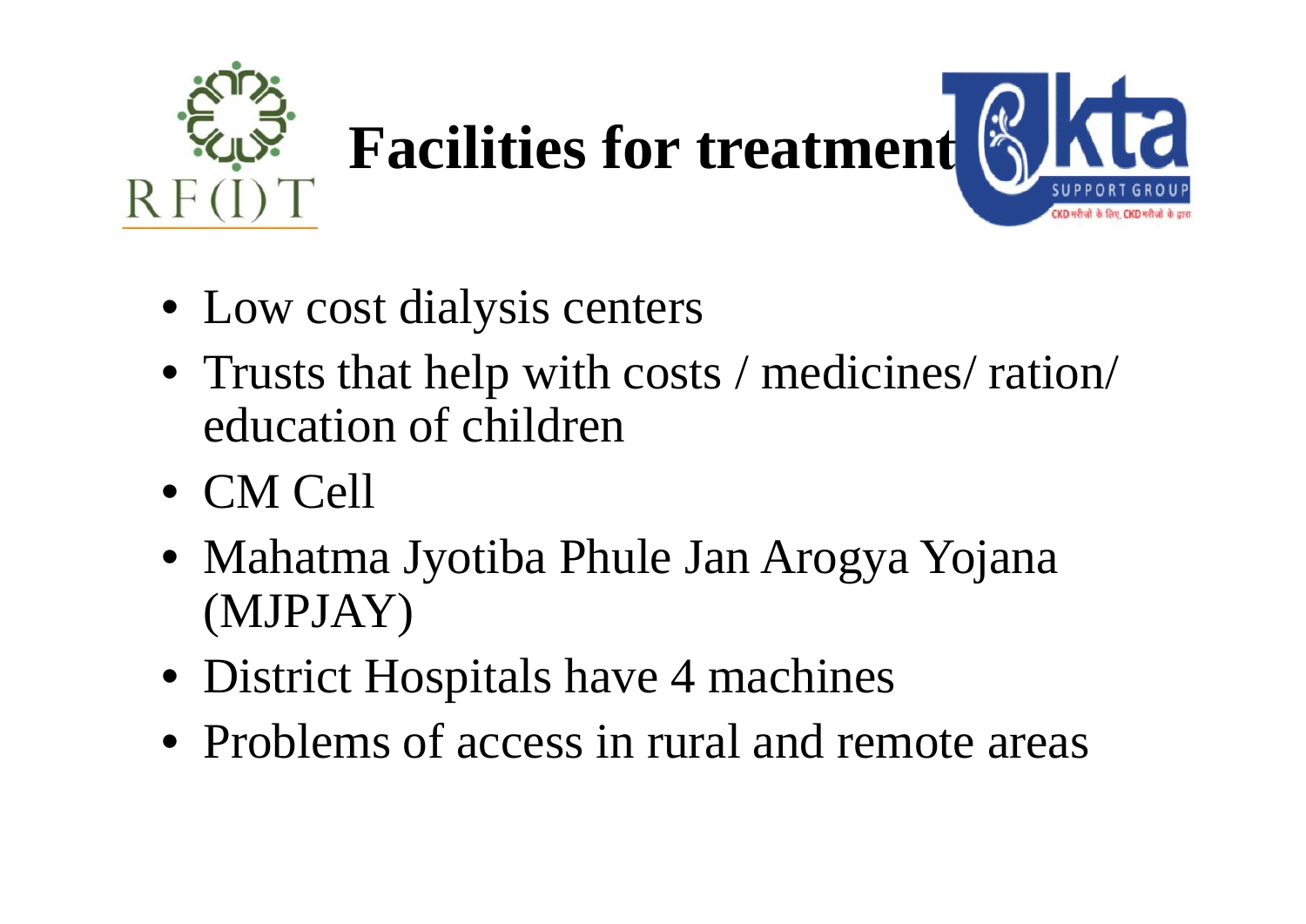# Facilities for treatment

- Low cost dialysis centers
- Trusts that help with costs / medicines/ ration/ education of children
- CM Cell
- Mahatma Jyotiba Phule Jan Arogya Yojana (MJPJAY)
- District Hospitals have 4 machines
- Problems of access in rural and remote areas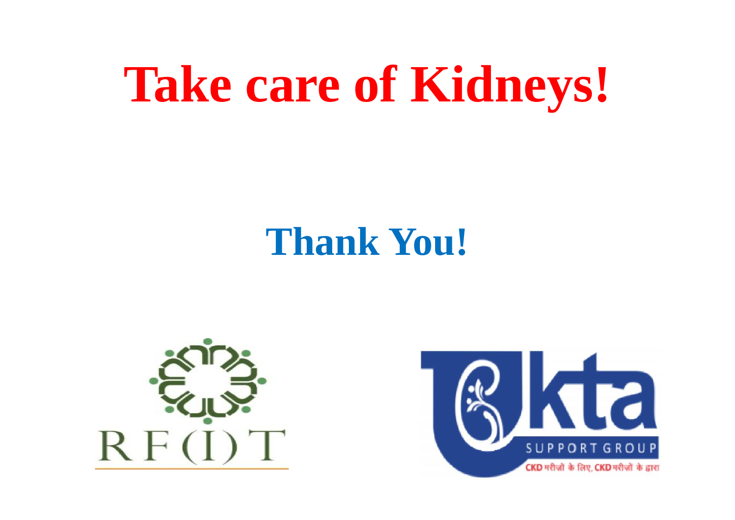# Take care of Kidneys!

## Thank You!

RF(I)T

kta

SUPPORT GROUP

CKD मरीज़ों के लिए, CKD मरीज़ों के द्वारा